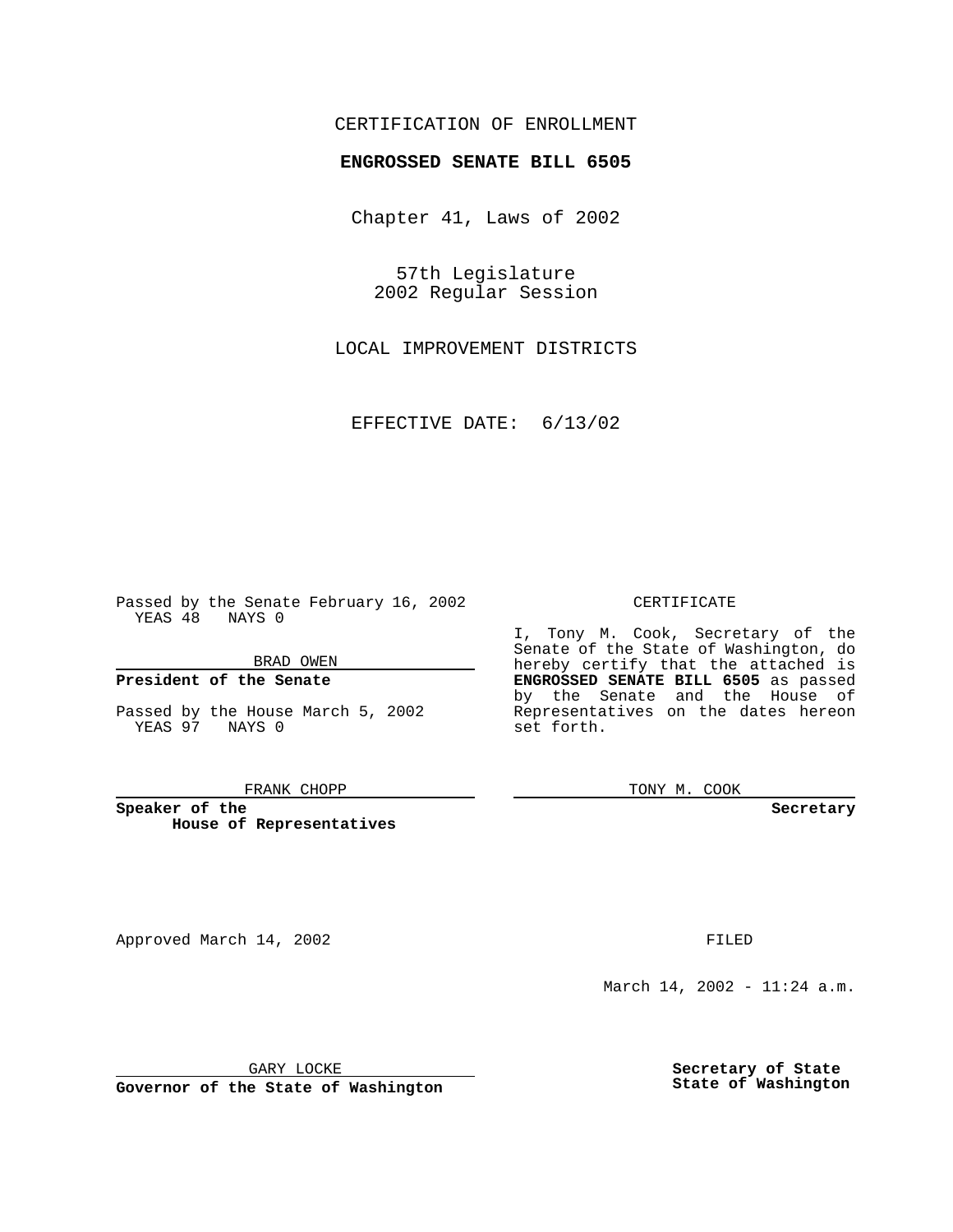CERTIFICATION OF ENROLLMENT

**ENGROSSED SENATE BILL 6505**

Chapter 41, Laws of 2002

57th Legislature
2002 Regular Session

LOCAL IMPROVEMENT DISTRICTS

EFFECTIVE DATE: 6/13/02

Passed by the Senate February 16, 2002
YEAS 48 NAYS 0

BRAD OWEN

**President of the Senate**

Passed by the House March 5, 2002
YEAS 97 NAYS 0

FRANK CHOPP

**Speaker of the House of Representatives**

CERTIFICATE

I, Tony M. Cook, Secretary of the Senate of the State of Washington, do hereby certify that the attached is **ENGROSSED SENATE BILL 6505** as passed by the Senate and the House of Representatives on the dates hereon set forth.

TONY M. COOK

**Secretary**

Approved March 14, 2002

GARY LOCKE

**Governor of the State of Washington**

FILED

March 14, 2002 - 11:24 a.m.

**Secretary of State**
**State of Washington**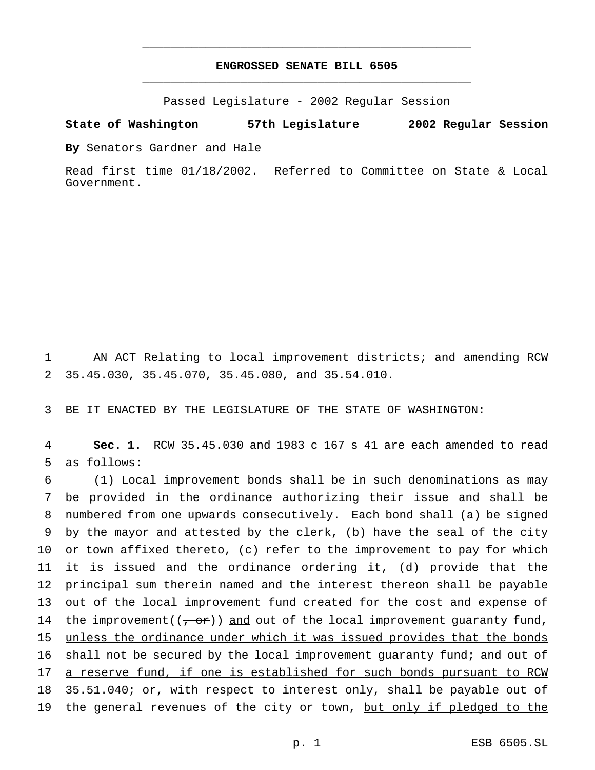# ENGROSSED SENATE BILL 6505

Passed Legislature - 2002 Regular Session

**State of Washington 57th Legislature 2002 Regular Session**

**By** Senators Gardner and Hale

Read first time 01/18/2002. Referred to Committee on State & Local Government.

AN ACT Relating to local improvement districts; and amending RCW 35.45.030, 35.45.070, 35.45.080, and 35.54.010.

BE IT ENACTED BY THE LEGISLATURE OF THE STATE OF WASHINGTON:

**Sec. 1.** RCW 35.45.030 and 1983 c 167 s 41 are each amended to read as follows:

(1) Local improvement bonds shall be in such denominations as may be provided in the ordinance authorizing their issue and shall be numbered from one upwards consecutively. Each bond shall (a) be signed by the mayor and attested by the clerk, (b) have the seal of the city or town affixed thereto, (c) refer to the improvement to pay for which it is issued and the ordinance ordering it, (d) provide that the principal sum therein named and the interest thereon shall be payable out of the local improvement fund created for the cost and expense of the improvement((~~, or~~)) <u>and</u> out of the local improvement guaranty fund, <u>unless the ordinance under which it was issued provides that the bonds shall not be secured by the local improvement guaranty fund; and out of a reserve fund, if one is established for such bonds pursuant to RCW 35.51.040;</u> or, with respect to interest only, <u>shall be payable</u> out of the general revenues of the city or town, <u>but only if pledged to the</u>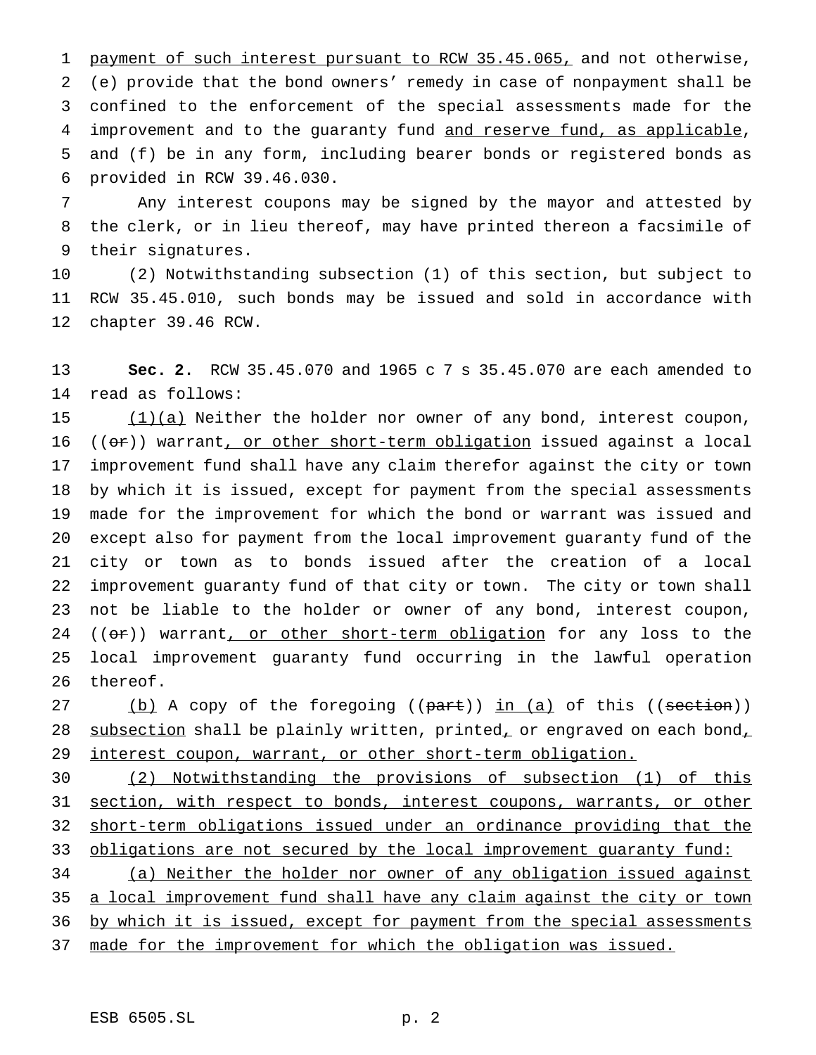payment of such interest pursuant to RCW 35.45.065, and not otherwise, (e) provide that the bond owners' remedy in case of nonpayment shall be confined to the enforcement of the special assessments made for the improvement and to the guaranty fund and reserve fund, as applicable, and (f) be in any form, including bearer bonds or registered bonds as provided in RCW 39.46.030.

Any interest coupons may be signed by the mayor and attested by the clerk, or in lieu thereof, may have printed thereon a facsimile of their signatures.

(2) Notwithstanding subsection (1) of this section, but subject to RCW 35.45.010, such bonds may be issued and sold in accordance with chapter 39.46 RCW.

**Sec. 2.** RCW 35.45.070 and 1965 c 7 s 35.45.070 are each amended to read as follows:

(1)(a) Neither the holder nor owner of any bond, interest coupon, ((~~or~~)) warrant, or other short-term obligation issued against a local improvement fund shall have any claim therefor against the city or town by which it is issued, except for payment from the special assessments made for the improvement for which the bond or warrant was issued and except also for payment from the local improvement guaranty fund of the city or town as to bonds issued after the creation of a local improvement guaranty fund of that city or town. The city or town shall not be liable to the holder or owner of any bond, interest coupon, ((~~or~~)) warrant, or other short-term obligation for any loss to the local improvement guaranty fund occurring in the lawful operation thereof.

(b) A copy of the foregoing ((~~part~~)) in (a) of this ((~~section~~)) subsection shall be plainly written, printed, or engraved on each bond, interest coupon, warrant, or other short-term obligation.

(2) Notwithstanding the provisions of subsection (1) of this section, with respect to bonds, interest coupons, warrants, or other short-term obligations issued under an ordinance providing that the obligations are not secured by the local improvement guaranty fund:

(a) Neither the holder nor owner of any obligation issued against a local improvement fund shall have any claim against the city or town by which it is issued, except for payment from the special assessments made for the improvement for which the obligation was issued.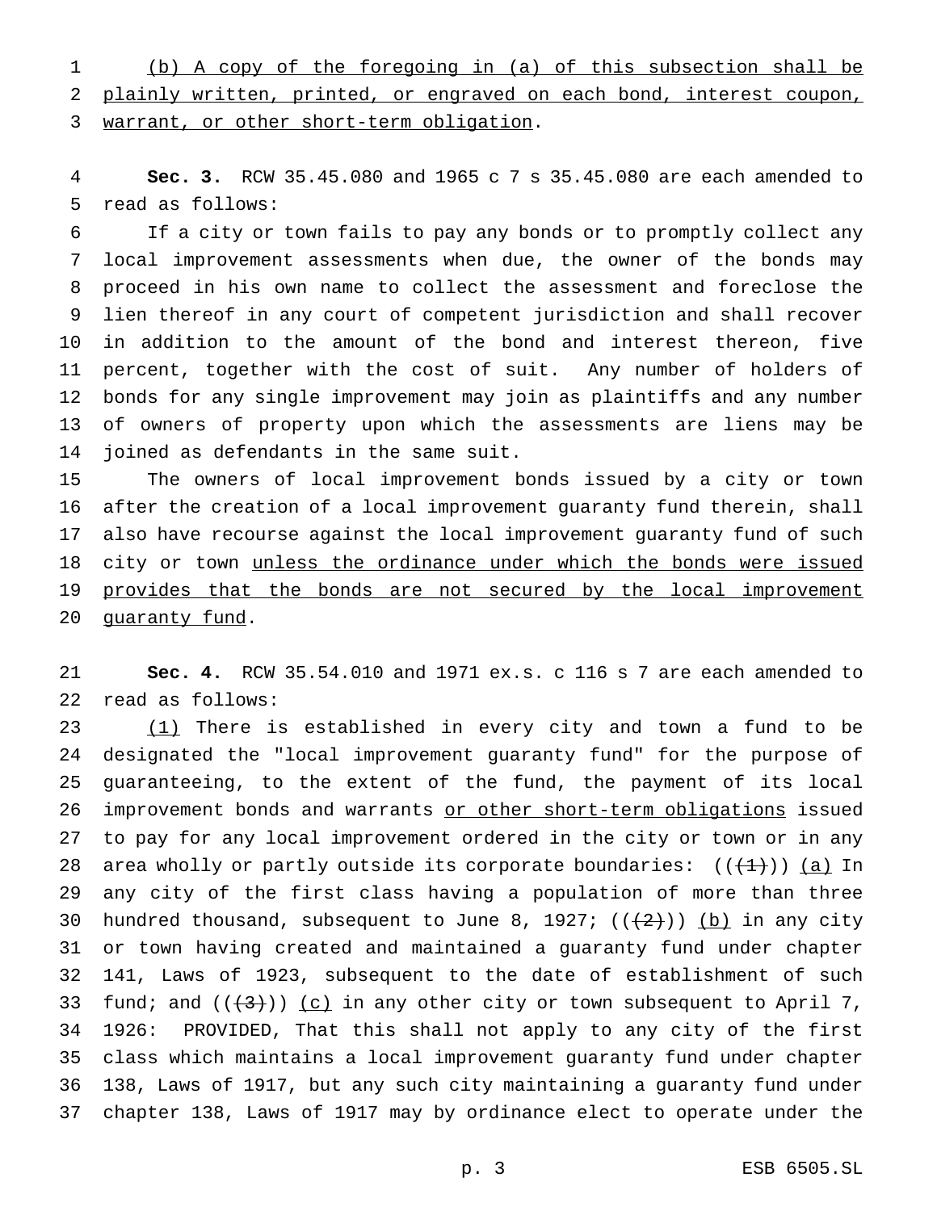(b) A copy of the foregoing in (a) of this subsection shall be plainly written, printed, or engraved on each bond, interest coupon, warrant, or other short-term obligation.

**Sec. 3.** RCW 35.45.080 and 1965 c 7 s 35.45.080 are each amended to read as follows:

If a city or town fails to pay any bonds or to promptly collect any local improvement assessments when due, the owner of the bonds may proceed in his own name to collect the assessment and foreclose the lien thereof in any court of competent jurisdiction and shall recover in addition to the amount of the bond and interest thereon, five percent, together with the cost of suit. Any number of holders of bonds for any single improvement may join as plaintiffs and any number of owners of property upon which the assessments are liens may be joined as defendants in the same suit.

The owners of local improvement bonds issued by a city or town after the creation of a local improvement guaranty fund therein, shall also have recourse against the local improvement guaranty fund of such city or town unless the ordinance under which the bonds were issued provides that the bonds are not secured by the local improvement guaranty fund.

**Sec. 4.** RCW 35.54.010 and 1971 ex.s. c 116 s 7 are each amended to read as follows:

(1) There is established in every city and town a fund to be designated the "local improvement guaranty fund" for the purpose of guaranteeing, to the extent of the fund, the payment of its local improvement bonds and warrants or other short-term obligations issued to pay for any local improvement ordered in the city or town or in any area wholly or partly outside its corporate boundaries: ((~~(1)~~)) (a) In any city of the first class having a population of more than three hundred thousand, subsequent to June 8, 1927; ((~~(2)~~)) (b) in any city or town having created and maintained a guaranty fund under chapter 141, Laws of 1923, subsequent to the date of establishment of such fund; and ((~~(3)~~)) (c) in any other city or town subsequent to April 7, 1926: PROVIDED, That this shall not apply to any city of the first class which maintains a local improvement guaranty fund under chapter 138, Laws of 1917, but any such city maintaining a guaranty fund under chapter 138, Laws of 1917 may by ordinance elect to operate under the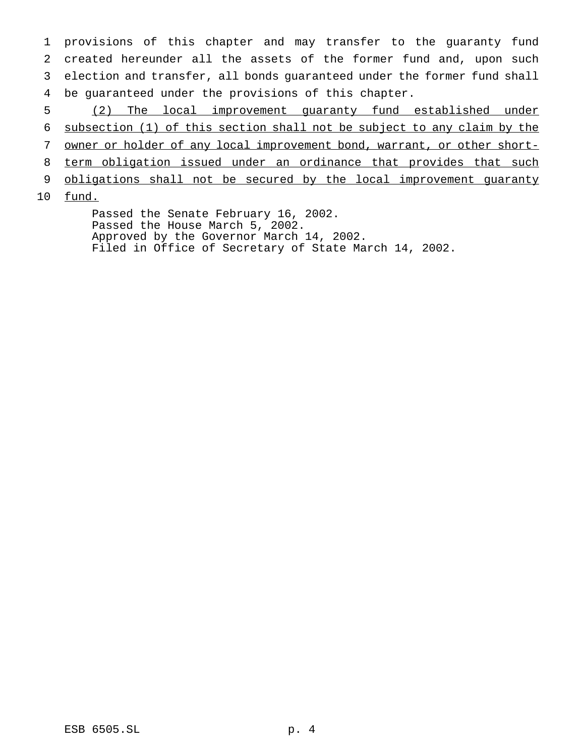provisions of this chapter and may transfer to the guaranty fund created hereunder all the assets of the former fund and, upon such election and transfer, all bonds guaranteed under the former fund shall be guaranteed under the provisions of this chapter.

(2) The local improvement guaranty fund established under subsection (1) of this section shall not be subject to any claim by the owner or holder of any local improvement bond, warrant, or other short-term obligation issued under an ordinance that provides that such obligations shall not be secured by the local improvement guaranty fund.

Passed the Senate February 16, 2002.
Passed the House March 5, 2002.
Approved by the Governor March 14, 2002.
Filed in Office of Secretary of State March 14, 2002.